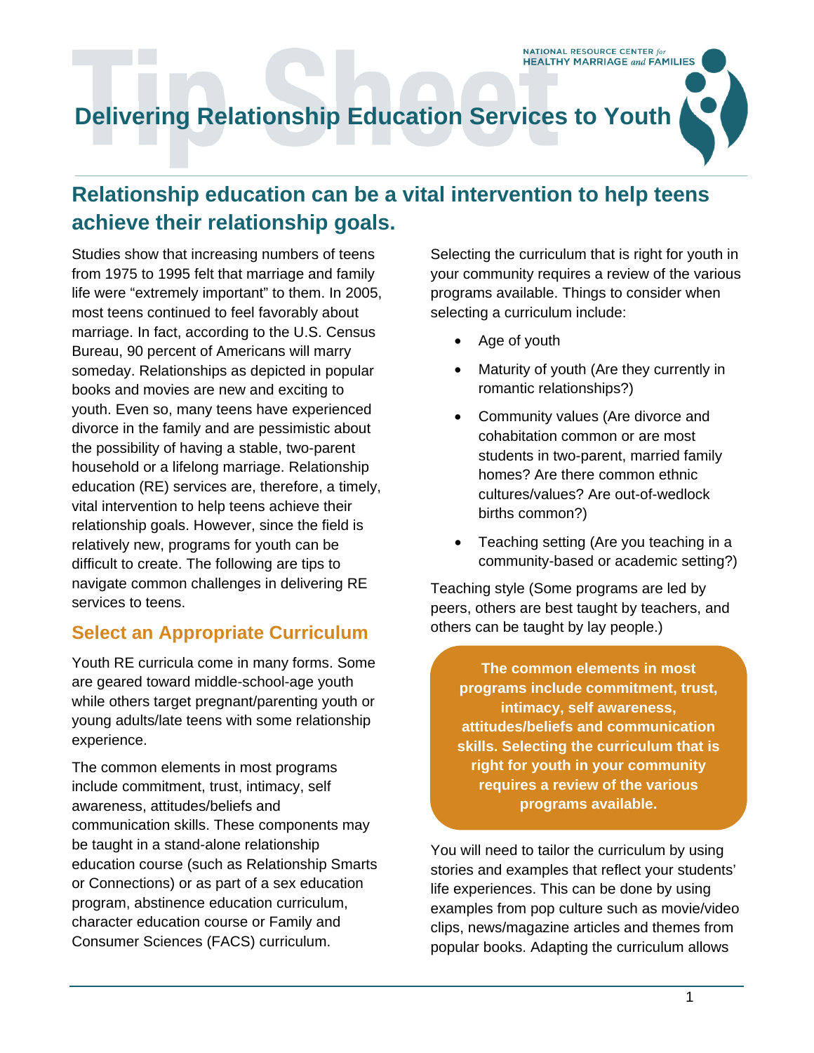NATIONAL RESOURCE CENTER *for* HEALTHY MARRIAGE *and* FAMILIES

# Tip Sheet: Delivering Relationship Education Services to Youth

## Relationship education can be a vital intervention to help teens achieve their relationship goals.

Studies show that increasing numbers of teens from 1975 to 1995 felt that marriage and family life were "extremely important" to them. In 2005, most teens continued to feel favorably about marriage. In fact, according to the U.S. Census Bureau, 90 percent of Americans will marry someday. Relationships as depicted in popular books and movies are new and exciting to youth. Even so, many teens have experienced divorce in the family and are pessimistic about the possibility of having a stable, two-parent household or a lifelong marriage. Relationship education (RE) services are, therefore, a timely, vital intervention to help teens achieve their relationship goals. However, since the field is relatively new, programs for youth can be difficult to create. The following are tips to navigate common challenges in delivering RE services to teens.

### Select an Appropriate Curriculum

Youth RE curricula come in many forms. Some are geared toward middle-school-age youth while others target pregnant/parenting youth or young adults/late teens with some relationship experience.

The common elements in most programs include commitment, trust, intimacy, self awareness, attitudes/beliefs and communication skills. These components may be taught in a stand-alone relationship education course (such as Relationship Smarts or Connections) or as part of a sex education program, abstinence education curriculum, character education course or Family and Consumer Sciences (FACS) curriculum.

Selecting the curriculum that is right for youth in your community requires a review of the various programs available. Things to consider when selecting a curriculum include:

- Age of youth
- Maturity of youth (Are they currently in romantic relationships?)
- Community values (Are divorce and cohabitation common or are most students in two-parent, married family homes? Are there common ethnic cultures/values? Are out-of-wedlock births common?)
- Teaching setting (Are you teaching in a community-based or academic setting?)

Teaching style (Some programs are led by peers, others are best taught by teachers, and others can be taught by lay people.)

> **The common elements in most programs include commitment, trust, intimacy, self awareness, attitudes/beliefs and communication skills. Selecting the curriculum that is right for youth in your community requires a review of the various programs available.**

You will need to tailor the curriculum by using stories and examples that reflect your students' life experiences. This can be done by using examples from pop culture such as movie/video clips, news/magazine articles and themes from popular books. Adapting the curriculum allows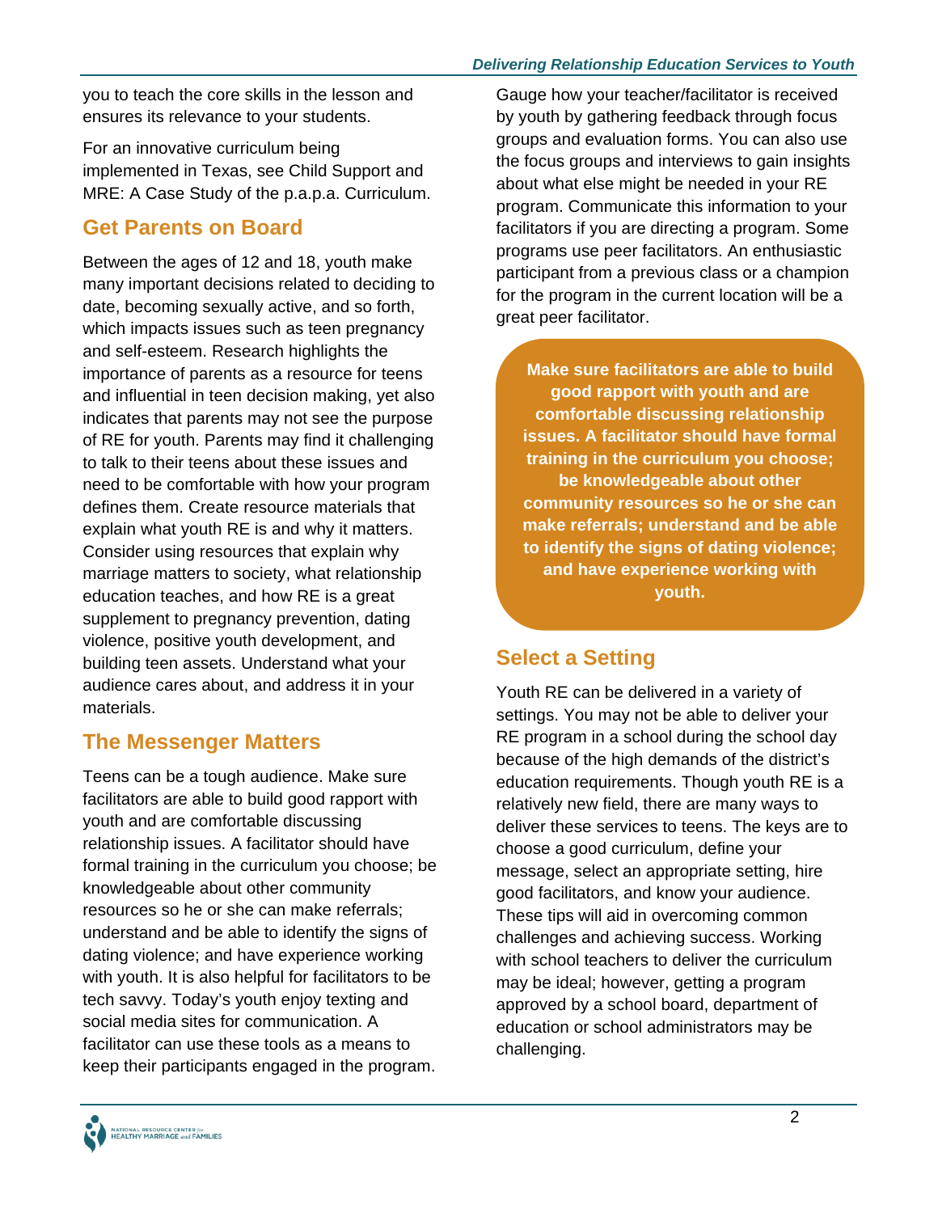you to teach the core skills in the lesson and ensures its relevance to your students.

For an innovative curriculum being implemented in Texas, see Child Support and MRE: A Case Study of the p.a.p.a. Curriculum.

## Get Parents on Board

Between the ages of 12 and 18, youth make many important decisions related to deciding to date, becoming sexually active, and so forth, which impacts issues such as teen pregnancy and self-esteem. Research highlights the importance of parents as a resource for teens and influential in teen decision making, yet also indicates that parents may not see the purpose of RE for youth. Parents may find it challenging to talk to their teens about these issues and need to be comfortable with how your program defines them. Create resource materials that explain what youth RE is and why it matters. Consider using resources that explain why marriage matters to society, what relationship education teaches, and how RE is a great supplement to pregnancy prevention, dating violence, positive youth development, and building teen assets. Understand what your audience cares about, and address it in your materials.

## The Messenger Matters

Teens can be a tough audience. Make sure facilitators are able to build good rapport with youth and are comfortable discussing relationship issues. A facilitator should have formal training in the curriculum you choose; be knowledgeable about other community resources so he or she can make referrals; understand and be able to identify the signs of dating violence; and have experience working with youth. It is also helpful for facilitators to be tech savvy. Today's youth enjoy texting and social media sites for communication. A facilitator can use these tools as a means to keep their participants engaged in the program.

Gauge how your teacher/facilitator is received by youth by gathering feedback through focus groups and evaluation forms. You can also use the focus groups and interviews to gain insights about what else might be needed in your RE program. Communicate this information to your facilitators if you are directing a program. Some programs use peer facilitators. An enthusiastic participant from a previous class or a champion for the program in the current location will be a great peer facilitator.

**Make sure facilitators are able to build good rapport with youth and are comfortable discussing relationship issues. A facilitator should have formal training in the curriculum you choose; be knowledgeable about other community resources so he or she can make referrals; understand and be able to identify the signs of dating violence; and have experience working with youth.**

## Select a Setting

Youth RE can be delivered in a variety of settings. You may not be able to deliver your RE program in a school during the school day because of the high demands of the district's education requirements. Though youth RE is a relatively new field, there are many ways to deliver these services to teens. The keys are to choose a good curriculum, define your message, select an appropriate setting, hire good facilitators, and know your audience. These tips will aid in overcoming common challenges and achieving success. Working with school teachers to deliver the curriculum may be ideal; however, getting a program approved by a school board, department of education or school administrators may be challenging.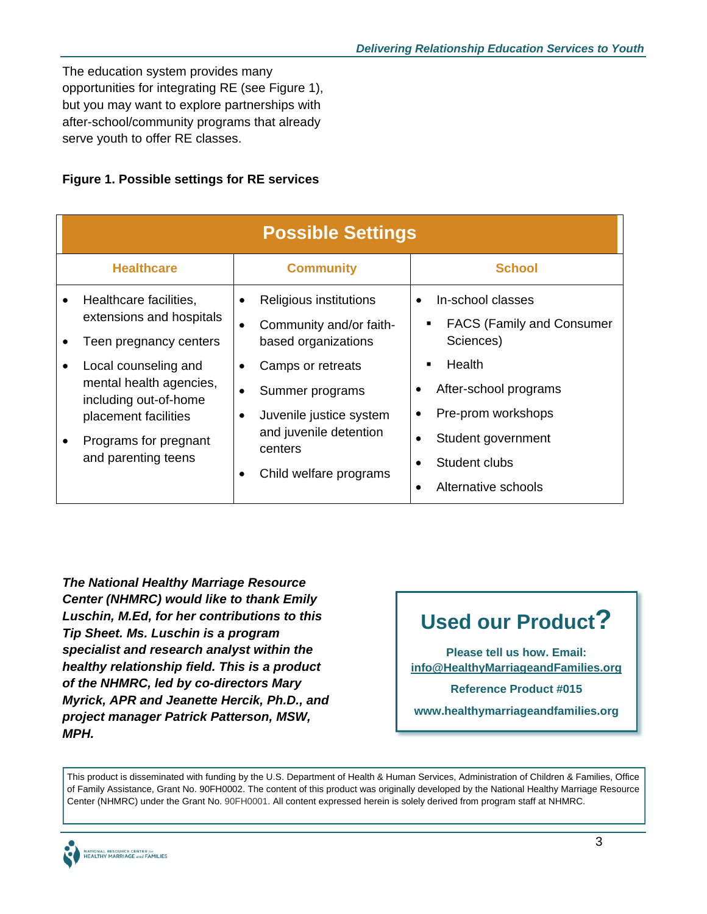The education system provides many opportunities for integrating RE (see Figure 1), but you may want to explore partnerships with after-school/community programs that already serve youth to offer RE classes.

**Figure 1. Possible settings for RE services**

| Possible Settings | | |
|---|---|---|
| **Healthcare** | **Community** | **School** |
| • Healthcare facilities, extensions and hospitals<br>• Teen pregnancy centers<br>• Local counseling and mental health agencies, including out-of-home placement facilities<br>• Programs for pregnant and parenting teens | • Religious institutions<br>• Community and/or faith-based organizations<br>• Camps or retreats<br>• Summer programs<br>• Juvenile justice system and juvenile detention centers<br>• Child welfare programs | • In-school classes<br>  ▪ FACS (Family and Consumer Sciences)<br>  ▪ Health<br>• After-school programs<br>• Pre-prom workshops<br>• Student government<br>• Student clubs<br>• Alternative schools |

***The National Healthy Marriage Resource Center (NHMRC) would like to thank Emily Luschin, M.Ed, for her contributions to this Tip Sheet. Ms. Luschin is a program specialist and research analyst within the healthy relationship field. This is a product of the NHMRC, led by co-directors Mary Myrick, APR and Jeanette Hercik, Ph.D., and project manager Patrick Patterson, MSW, MPH.***

## Used our Product?

**Please tell us how. Email:**
**info@HealthyMarriageandFamilies.org**

**Reference Product #015**

**www.healthymarriageandfamilies.org**

This product is disseminated with funding by the U.S. Department of Health & Human Services, Administration of Children & Families, Office of Family Assistance, Grant No. 90FH0002. The content of this product was originally developed by the National Healthy Marriage Resource Center (NHMRC) under the Grant No. 90FH0001. All content expressed herein is solely derived from program staff at NHMRC.